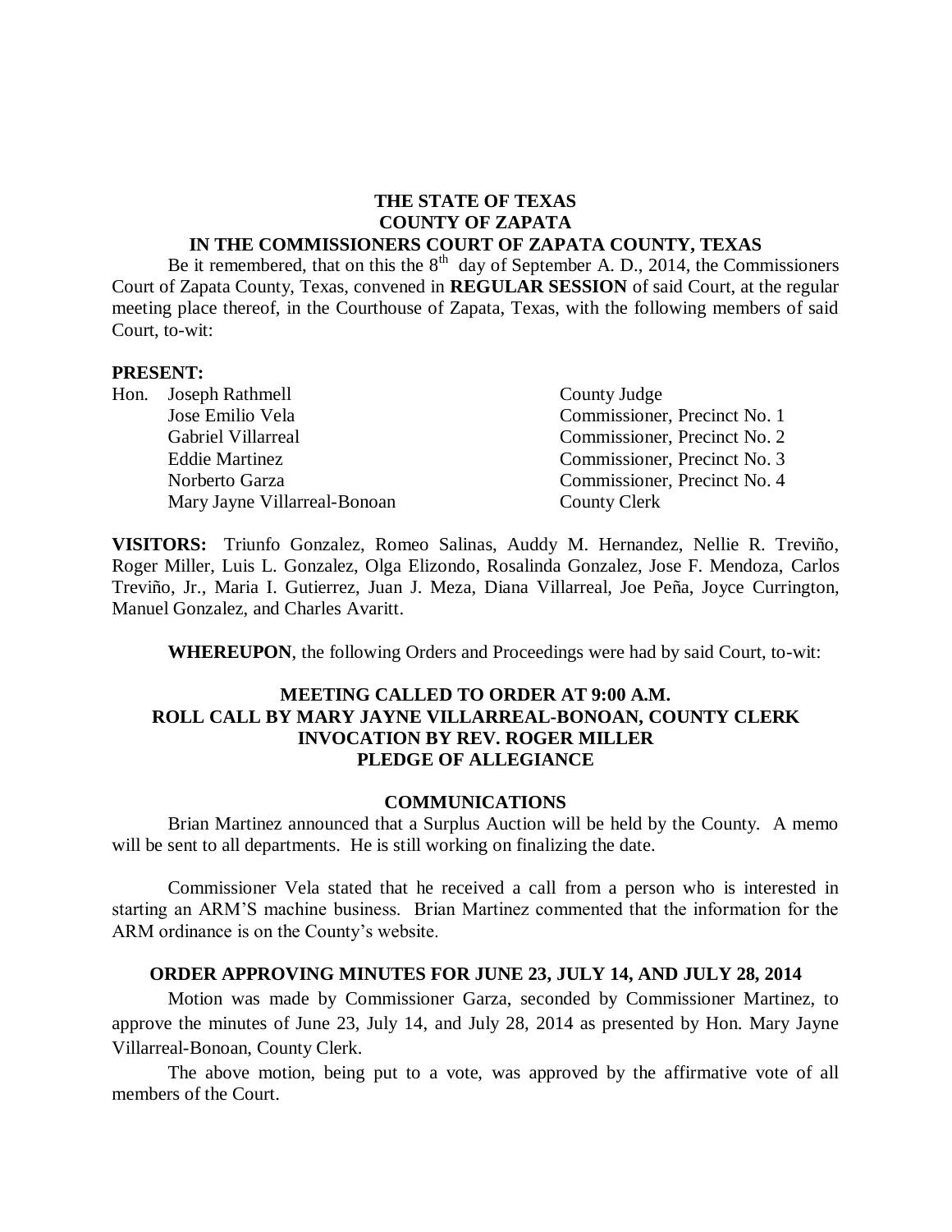**THE STATE OF TEXAS**
**COUNTY OF ZAPATA**
**IN THE COMMISSIONERS COURT OF ZAPATA COUNTY, TEXAS**

Be it remembered, that on this the 8th day of September A. D., 2014, the Commissioners Court of Zapata County, Texas, convened in **REGULAR SESSION** of said Court, at the regular meeting place thereof, in the Courthouse of Zapata, Texas, with the following members of said Court, to-wit:

**PRESENT:**

| | | |
|---|---|---|
| Hon. | Joseph Rathmell | County Judge |
| | Jose Emilio Vela | Commissioner, Precinct No. 1 |
| | Gabriel Villarreal | Commissioner, Precinct No. 2 |
| | Eddie Martinez | Commissioner, Precinct No. 3 |
| | Norberto Garza | Commissioner, Precinct No. 4 |
| | Mary Jayne Villarreal-Bonoan | County Clerk |

**VISITORS:** Triunfo Gonzalez, Romeo Salinas, Auddy M. Hernandez, Nellie R. Treviño, Roger Miller, Luis L. Gonzalez, Olga Elizondo, Rosalinda Gonzalez, Jose F. Mendoza, Carlos Treviño, Jr., Maria I. Gutierrez, Juan J. Meza, Diana Villarreal, Joe Peña, Joyce Currington, Manuel Gonzalez, and Charles Avaritt.

**WHEREUPON**, the following Orders and Proceedings were had by said Court, to-wit:

**MEETING CALLED TO ORDER AT 9:00 A.M.**
**ROLL CALL BY MARY JAYNE VILLARREAL-BONOAN, COUNTY CLERK**
**INVOCATION BY REV. ROGER MILLER**
**PLEDGE OF ALLEGIANCE**

## COMMUNICATIONS

Brian Martinez announced that a Surplus Auction will be held by the County. A memo will be sent to all departments. He is still working on finalizing the date.

Commissioner Vela stated that he received a call from a person who is interested in starting an ARM'S machine business. Brian Martinez commented that the information for the ARM ordinance is on the County's website.

## ORDER APPROVING MINUTES FOR JUNE 23, JULY 14, AND JULY 28, 2014

Motion was made by Commissioner Garza, seconded by Commissioner Martinez, to approve the minutes of June 23, July 14, and July 28, 2014 as presented by Hon. Mary Jayne Villarreal-Bonoan, County Clerk.

The above motion, being put to a vote, was approved by the affirmative vote of all members of the Court.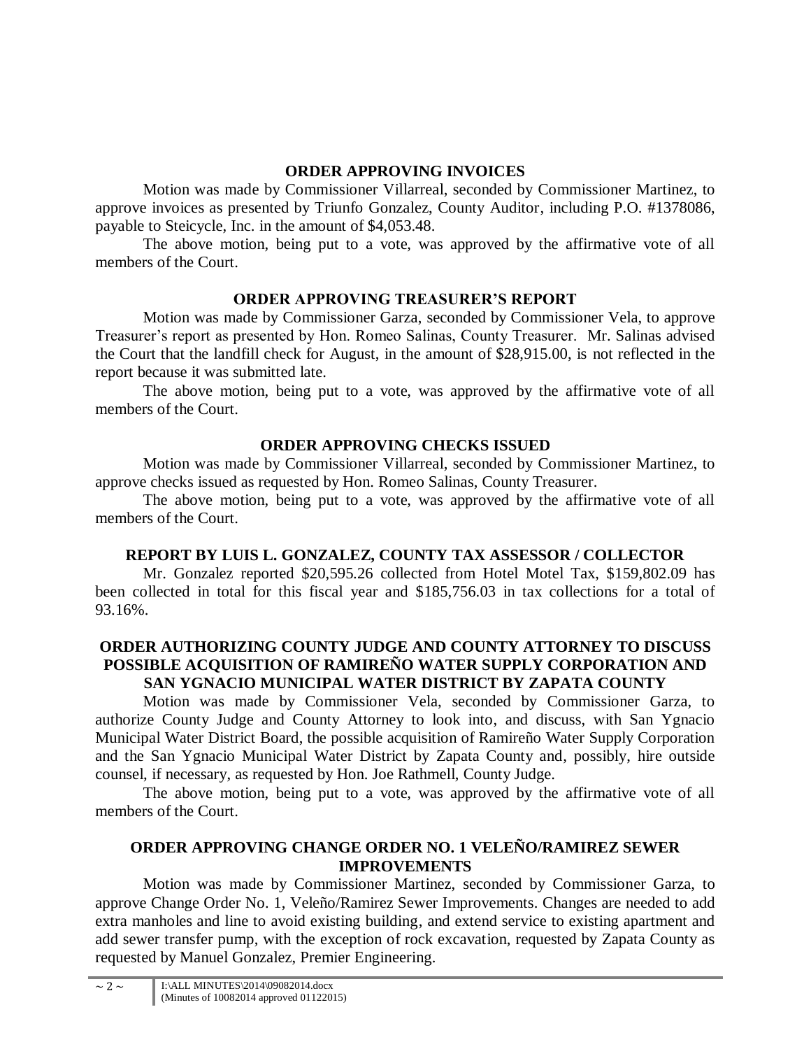## ORDER APPROVING INVOICES

Motion was made by Commissioner Villarreal, seconded by Commissioner Martinez, to approve invoices as presented by Triunfo Gonzalez, County Auditor, including P.O. #1378086, payable to Steicycle, Inc. in the amount of $4,053.48.

The above motion, being put to a vote, was approved by the affirmative vote of all members of the Court.

## ORDER APPROVING TREASURER'S REPORT

Motion was made by Commissioner Garza, seconded by Commissioner Vela, to approve Treasurer's report as presented by Hon. Romeo Salinas, County Treasurer. Mr. Salinas advised the Court that the landfill check for August, in the amount of $28,915.00, is not reflected in the report because it was submitted late.

The above motion, being put to a vote, was approved by the affirmative vote of all members of the Court.

## ORDER APPROVING CHECKS ISSUED

Motion was made by Commissioner Villarreal, seconded by Commissioner Martinez, to approve checks issued as requested by Hon. Romeo Salinas, County Treasurer.

The above motion, being put to a vote, was approved by the affirmative vote of all members of the Court.

## REPORT BY LUIS L. GONZALEZ, COUNTY TAX ASSESSOR / COLLECTOR

Mr. Gonzalez reported $20,595.26 collected from Hotel Motel Tax, $159,802.09 has been collected in total for this fiscal year and $185,756.03 in tax collections for a total of 93.16%.

## ORDER AUTHORIZING COUNTY JUDGE AND COUNTY ATTORNEY TO DISCUSS POSSIBLE ACQUISITION OF RAMIREÑO WATER SUPPLY CORPORATION AND SAN YGNACIO MUNICIPAL WATER DISTRICT BY ZAPATA COUNTY

Motion was made by Commissioner Vela, seconded by Commissioner Garza, to authorize County Judge and County Attorney to look into, and discuss, with San Ygnacio Municipal Water District Board, the possible acquisition of Ramireño Water Supply Corporation and the San Ygnacio Municipal Water District by Zapata County and, possibly, hire outside counsel, if necessary, as requested by Hon. Joe Rathmell, County Judge.

The above motion, being put to a vote, was approved by the affirmative vote of all members of the Court.

## ORDER APPROVING CHANGE ORDER NO. 1 VELEÑO/RAMIREZ SEWER IMPROVEMENTS

Motion was made by Commissioner Martinez, seconded by Commissioner Garza, to approve Change Order No. 1, Veleño/Ramirez Sewer Improvements. Changes are needed to add extra manholes and line to avoid existing building, and extend service to existing apartment and add sewer transfer pump, with the exception of rock excavation, requested by Zapata County as requested by Manuel Gonzalez, Premier Engineering.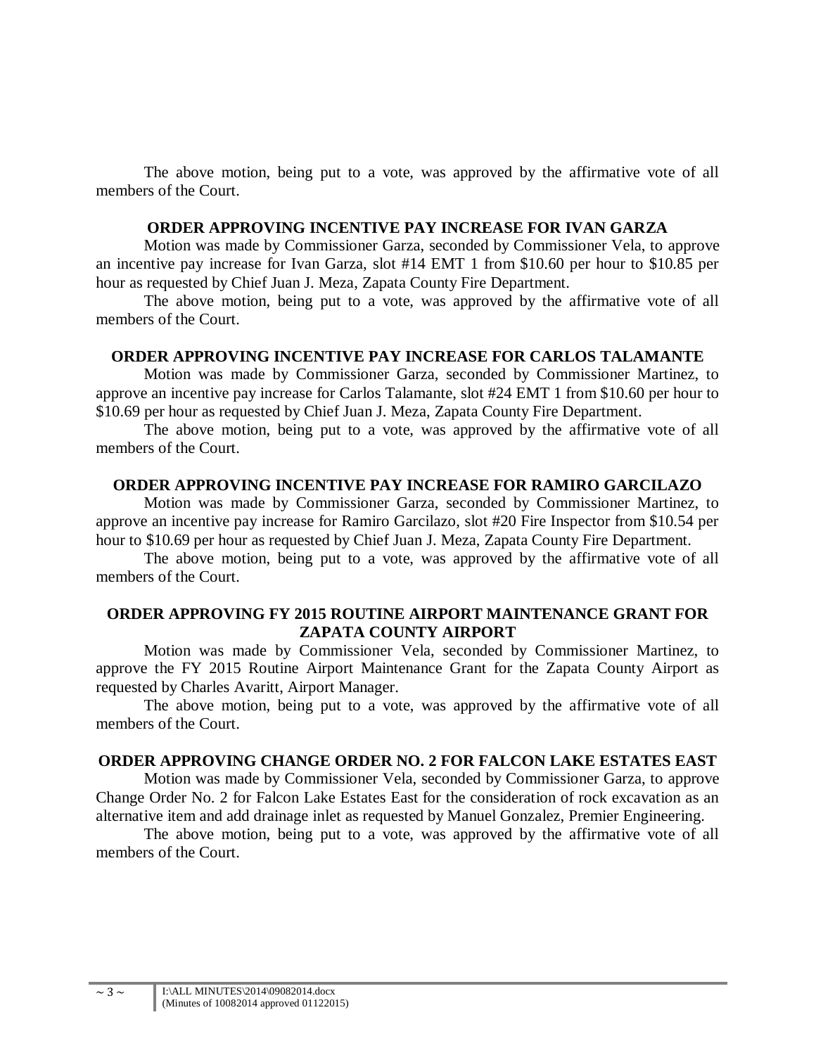The above motion, being put to a vote, was approved by the affirmative vote of all members of the Court.

**ORDER APPROVING INCENTIVE PAY INCREASE FOR IVAN GARZA**

Motion was made by Commissioner Garza, seconded by Commissioner Vela, to approve an incentive pay increase for Ivan Garza, slot #14 EMT 1 from $10.60 per hour to $10.85 per hour as requested by Chief Juan J. Meza, Zapata County Fire Department.

The above motion, being put to a vote, was approved by the affirmative vote of all members of the Court.

**ORDER APPROVING INCENTIVE PAY INCREASE FOR CARLOS TALAMANTE**

Motion was made by Commissioner Garza, seconded by Commissioner Martinez, to approve an incentive pay increase for Carlos Talamante, slot #24 EMT 1 from $10.60 per hour to $10.69 per hour as requested by Chief Juan J. Meza, Zapata County Fire Department.

The above motion, being put to a vote, was approved by the affirmative vote of all members of the Court.

**ORDER APPROVING INCENTIVE PAY INCREASE FOR RAMIRO GARCILAZO**

Motion was made by Commissioner Garza, seconded by Commissioner Martinez, to approve an incentive pay increase for Ramiro Garcilazo, slot #20 Fire Inspector from $10.54 per hour to $10.69 per hour as requested by Chief Juan J. Meza, Zapata County Fire Department.

The above motion, being put to a vote, was approved by the affirmative vote of all members of the Court.

**ORDER APPROVING FY 2015 ROUTINE AIRPORT MAINTENANCE GRANT FOR ZAPATA COUNTY AIRPORT**

Motion was made by Commissioner Vela, seconded by Commissioner Martinez, to approve the FY 2015 Routine Airport Maintenance Grant for the Zapata County Airport as requested by Charles Avaritt, Airport Manager.

The above motion, being put to a vote, was approved by the affirmative vote of all members of the Court.

**ORDER APPROVING CHANGE ORDER NO. 2 FOR FALCON LAKE ESTATES EAST**

Motion was made by Commissioner Vela, seconded by Commissioner Garza, to approve Change Order No. 2 for Falcon Lake Estates East for the consideration of rock excavation as an alternative item and add drainage inlet as requested by Manuel Gonzalez, Premier Engineering.

The above motion, being put to a vote, was approved by the affirmative vote of all members of the Court.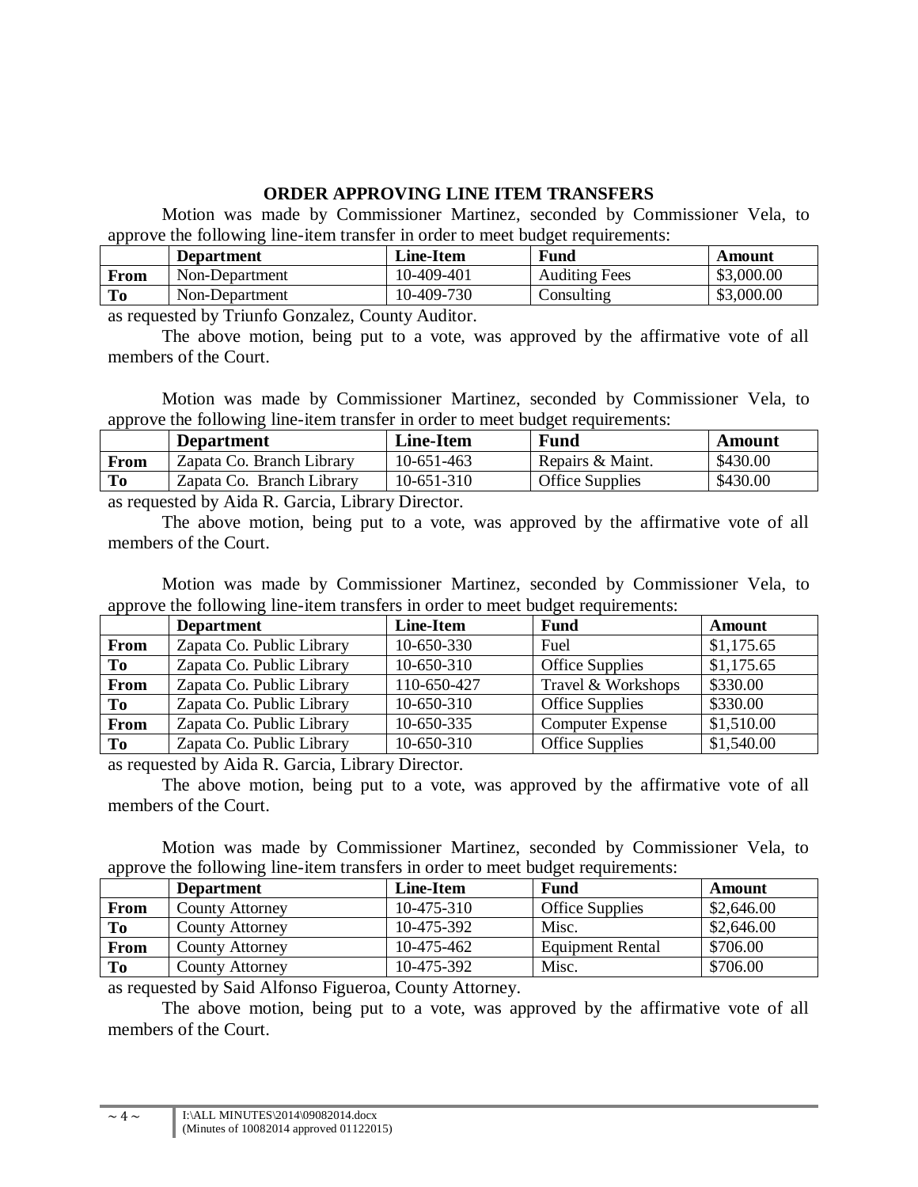## ORDER APPROVING LINE ITEM TRANSFERS

Motion was made by Commissioner Martinez, seconded by Commissioner Vela, to approve the following line-item transfer in order to meet budget requirements:

| | Department | Line-Item | Fund | Amount |
|---|---|---|---|---|
| **From** | Non-Department | 10-409-401 | Auditing Fees | \$3,000.00 |
| **To** | Non-Department | 10-409-730 | Consulting | \$3,000.00 |

as requested by Triunfo Gonzalez, County Auditor.

The above motion, being put to a vote, was approved by the affirmative vote of all members of the Court.

Motion was made by Commissioner Martinez, seconded by Commissioner Vela, to approve the following line-item transfer in order to meet budget requirements:

| | Department | Line-Item | Fund | Amount |
|---|---|---|---|---|
| **From** | Zapata Co. Branch Library | 10-651-463 | Repairs & Maint. | \$430.00 |
| **To** | Zapata Co. Branch Library | 10-651-310 | Office Supplies | \$430.00 |

as requested by Aida R. Garcia, Library Director.

The above motion, being put to a vote, was approved by the affirmative vote of all members of the Court.

Motion was made by Commissioner Martinez, seconded by Commissioner Vela, to approve the following line-item transfers in order to meet budget requirements:

| | Department | Line-Item | Fund | Amount |
|---|---|---|---|---|
| **From** | Zapata Co. Public Library | 10-650-330 | Fuel | \$1,175.65 |
| **To** | Zapata Co. Public Library | 10-650-310 | Office Supplies | \$1,175.65 |
| **From** | Zapata Co. Public Library | 110-650-427 | Travel & Workshops | \$330.00 |
| **To** | Zapata Co. Public Library | 10-650-310 | Office Supplies | \$330.00 |
| **From** | Zapata Co. Public Library | 10-650-335 | Computer Expense | \$1,510.00 |
| **To** | Zapata Co. Public Library | 10-650-310 | Office Supplies | \$1,540.00 |

as requested by Aida R. Garcia, Library Director.

The above motion, being put to a vote, was approved by the affirmative vote of all members of the Court.

Motion was made by Commissioner Martinez, seconded by Commissioner Vela, to approve the following line-item transfers in order to meet budget requirements:

| | Department | Line-Item | Fund | Amount |
|---|---|---|---|---|
| **From** | County Attorney | 10-475-310 | Office Supplies | \$2,646.00 |
| **To** | County Attorney | 10-475-392 | Misc. | \$2,646.00 |
| **From** | County Attorney | 10-475-462 | Equipment Rental | \$706.00 |
| **To** | County Attorney | 10-475-392 | Misc. | \$706.00 |

as requested by Said Alfonso Figueroa, County Attorney.

The above motion, being put to a vote, was approved by the affirmative vote of all members of the Court.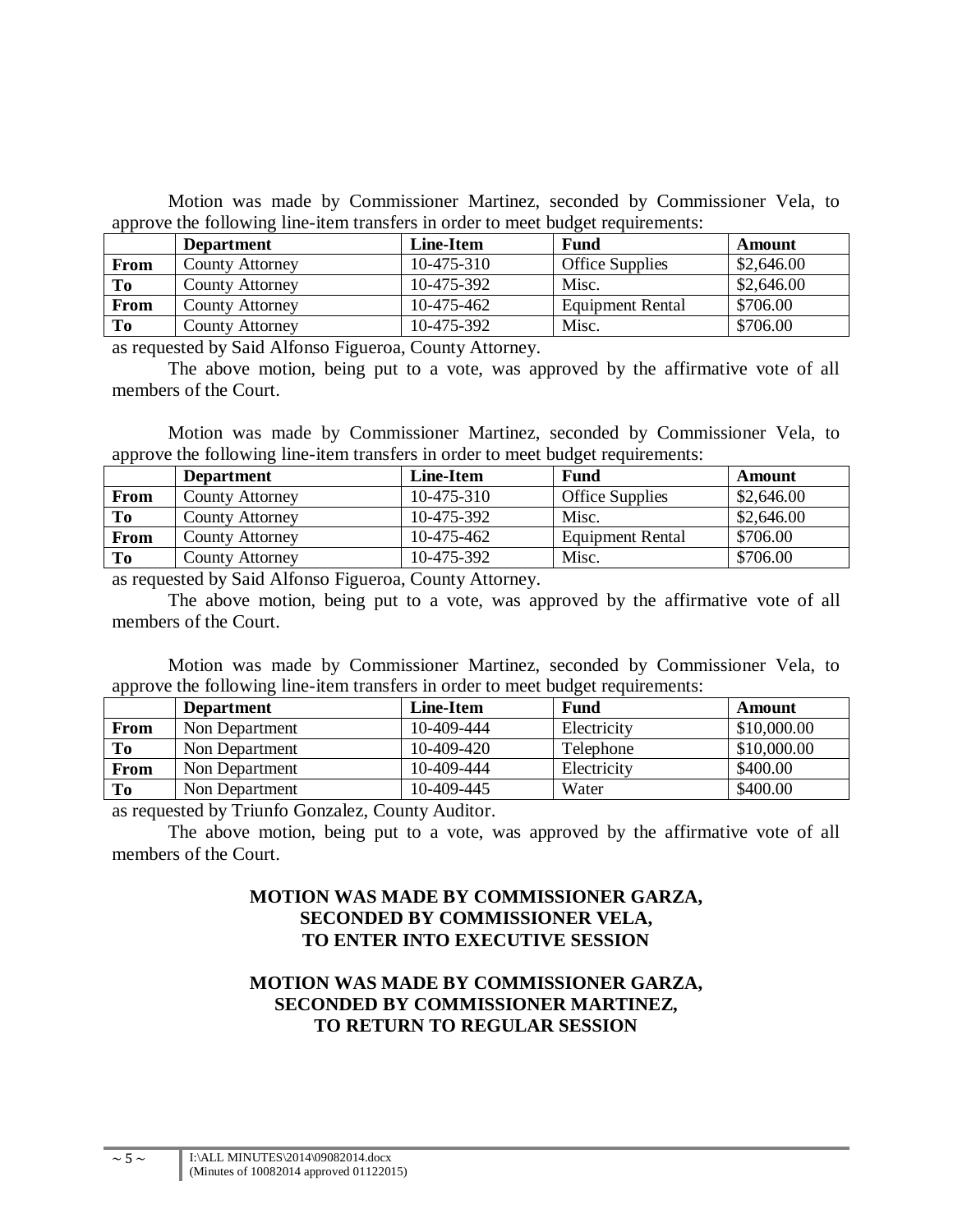Motion was made by Commissioner Martinez, seconded by Commissioner Vela, to approve the following line-item transfers in order to meet budget requirements:

| | Department | Line-Item | Fund | Amount |
|---|---|---|---|---|
| **From** | County Attorney | 10-475-310 | Office Supplies | $2,646.00 |
| **To** | County Attorney | 10-475-392 | Misc. | $2,646.00 |
| **From** | County Attorney | 10-475-462 | Equipment Rental | $706.00 |
| **To** | County Attorney | 10-475-392 | Misc. | $706.00 |

as requested by Said Alfonso Figueroa, County Attorney.

The above motion, being put to a vote, was approved by the affirmative vote of all members of the Court.

Motion was made by Commissioner Martinez, seconded by Commissioner Vela, to approve the following line-item transfers in order to meet budget requirements:

| | Department | Line-Item | Fund | Amount |
|---|---|---|---|---|
| **From** | County Attorney | 10-475-310 | Office Supplies | $2,646.00 |
| **To** | County Attorney | 10-475-392 | Misc. | $2,646.00 |
| **From** | County Attorney | 10-475-462 | Equipment Rental | $706.00 |
| **To** | County Attorney | 10-475-392 | Misc. | $706.00 |

as requested by Said Alfonso Figueroa, County Attorney.

The above motion, being put to a vote, was approved by the affirmative vote of all members of the Court.

Motion was made by Commissioner Martinez, seconded by Commissioner Vela, to approve the following line-item transfers in order to meet budget requirements:

| | Department | Line-Item | Fund | Amount |
|---|---|---|---|---|
| **From** | Non Department | 10-409-444 | Electricity | $10,000.00 |
| **To** | Non Department | 10-409-420 | Telephone | $10,000.00 |
| **From** | Non Department | 10-409-444 | Electricity | $400.00 |
| **To** | Non Department | 10-409-445 | Water | $400.00 |

as requested by Triunfo Gonzalez, County Auditor.

The above motion, being put to a vote, was approved by the affirmative vote of all members of the Court.

**MOTION WAS MADE BY COMMISSIONER GARZA,**
**SECONDED BY COMMISSIONER VELA,**
**TO ENTER INTO EXECUTIVE SESSION**

**MOTION WAS MADE BY COMMISSIONER GARZA,**
**SECONDED BY COMMISSIONER MARTINEZ,**
**TO RETURN TO REGULAR SESSION**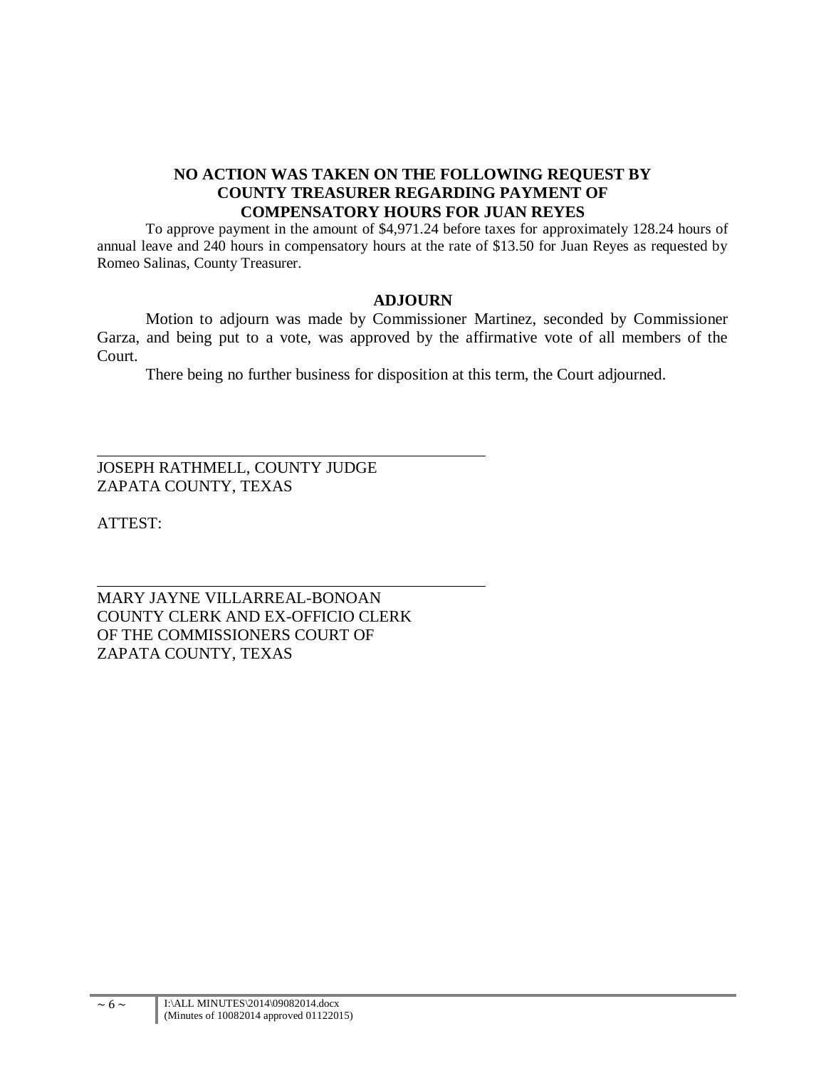**NO ACTION WAS TAKEN ON THE FOLLOWING REQUEST BY COUNTY TREASURER REGARDING PAYMENT OF COMPENSATORY HOURS FOR JUAN REYES**

To approve payment in the amount of $4,971.24 before taxes for approximately 128.24 hours of annual leave and 240 hours in compensatory hours at the rate of $13.50 for Juan Reyes as requested by Romeo Salinas, County Treasurer.

**ADJOURN**

Motion to adjourn was made by Commissioner Martinez, seconded by Commissioner Garza, and being put to a vote, was approved by the affirmative vote of all members of the Court.

There being no further business for disposition at this term, the Court adjourned.

\_\_\_\_\_\_\_\_\_\_\_\_\_\_\_\_\_\_\_\_\_\_\_\_\_\_\_\_\_\_\_\_\_\_\_\_\_\_\_\_

JOSEPH RATHMELL, COUNTY JUDGE
ZAPATA COUNTY, TEXAS

ATTEST:

\_\_\_\_\_\_\_\_\_\_\_\_\_\_\_\_\_\_\_\_\_\_\_\_\_\_\_\_\_\_\_\_\_\_\_\_\_\_\_\_

MARY JAYNE VILLARREAL-BONOAN
COUNTY CLERK AND EX-OFFICIO CLERK
OF THE COMMISSIONERS COURT OF
ZAPATA COUNTY, TEXAS